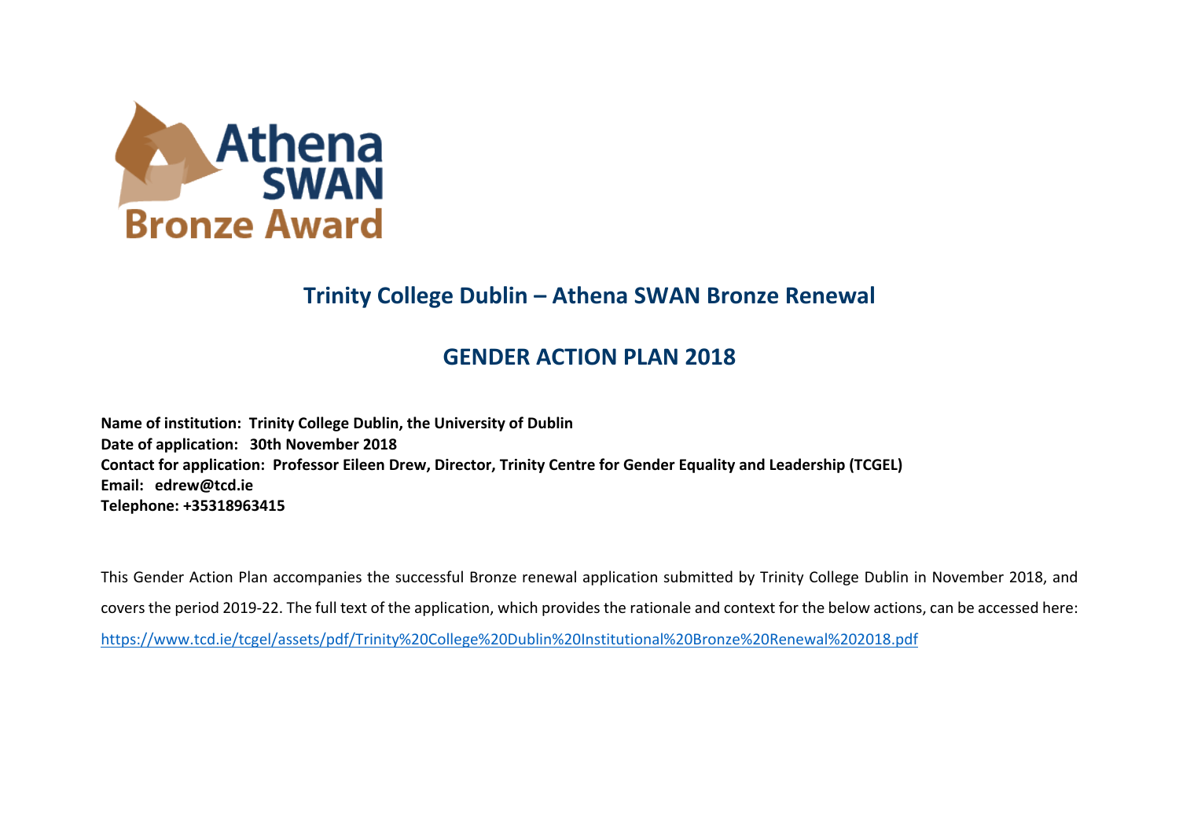Athena SWAN Bronze Award

## Trinity College Dublin – Athena SWAN Bronze Renewal

## GENDER ACTION PLAN 2018

**Name of institution: Trinity College Dublin, the University of Dublin**
**Date of application: 30th November 2018**
**Contact for application: Professor Eileen Drew, Director, Trinity Centre for Gender Equality and Leadership (TCGEL)**
**Email: edrew@tcd.ie**
**Telephone: +35318963415**

This Gender Action Plan accompanies the successful Bronze renewal application submitted by Trinity College Dublin in November 2018, and covers the period 2019-22. The full text of the application, which provides the rationale and context for the below actions, can be accessed here: https://www.tcd.ie/tcgel/assets/pdf/Trinity%20College%20Dublin%20Institutional%20Bronze%20Renewal%202018.pdf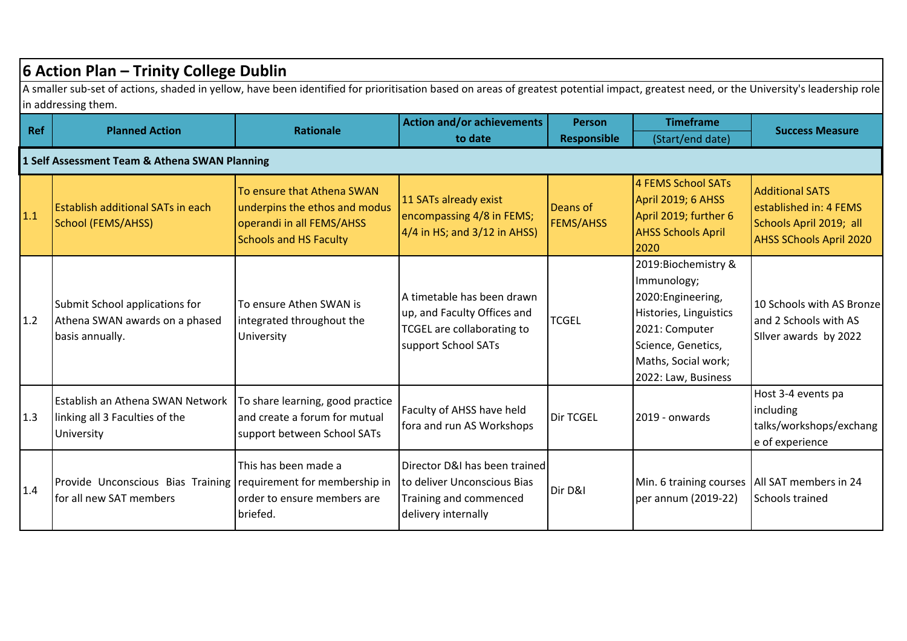## 6 Action Plan – Trinity College Dublin

A smaller sub-set of actions, shaded in yellow, have been identified for prioritisation based on areas of greatest potential impact, greatest need, or the University's leadership role in addressing them.

| Ref | Planned Action | Rationale | Action and/or achievements to date | Person Responsible | Timeframe (Start/end date) | Success Measure |
|---|---|---|---|---|---|---|
| **1 Self Assessment Team & Athena SWAN Planning** | | | | | | |
| 1.1 | Establish additional SATs in each School (FEMS/AHSS) | To ensure that Athena SWAN underpins the ethos and modus operandi in all FEMS/AHSS Schools and HS Faculty | 11 SATs already exist encompassing 4/8 in FEMS; 4/4 in HS; and 3/12 in AHSS) | Deans of FEMS/AHSS | 4 FEMS School SATs April 2019; 6 AHSS April 2019; further 6 AHSS Schools April 2020 | Additional SATS established in: 4 FEMS Schools April 2019; all AHSS SChools April 2020 |
| 1.2 | Submit School applications for Athena SWAN awards on a phased basis annually. | To ensure Athen SWAN is integrated throughout the University | A timetable has been drawn up, and Faculty Offices and TCGEL are collaborating to support School SATs | TCGEL | 2019:Biochemistry & Immunology; 2020:Engineering, Histories, Linguistics 2021: Computer Science, Genetics, Maths, Social work; 2022: Law, Business | 10 Schools with AS Bronze and 2 Schools with AS SIlver awards by 2022 |
| 1.3 | Establish an Athena SWAN Network linking all 3 Faculties of the University | To share learning, good practice and create a forum for mutual support between School SATs | Faculty of AHSS have held fora and run AS Workshops | Dir TCGEL | 2019 - onwards | Host 3-4 events pa including talks/workshops/exchange of experience |
| 1.4 | Provide Unconscious Bias Training for all new SAT members | This has been made a requirement for membership in order to ensure members are briefed. | Director D&I has been trained to deliver Unconscious Bias Training and commenced delivery internally | Dir D&I | Min. 6 training courses per annum (2019-22) | All SAT members in 24 Schools trained |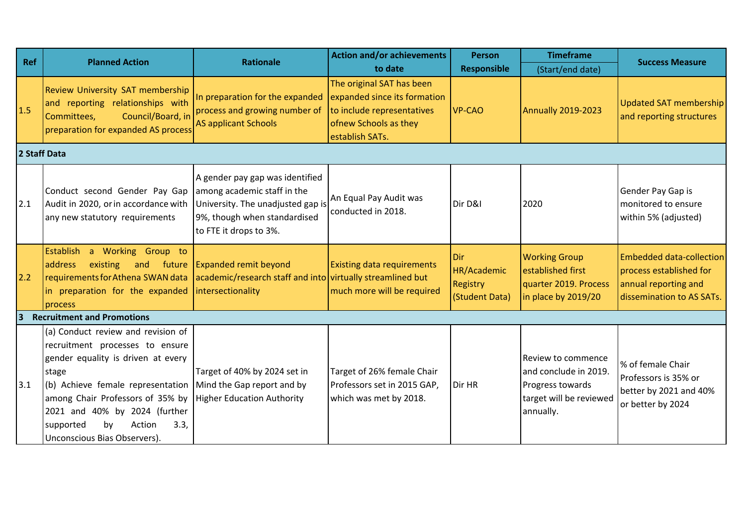| Ref | Planned Action | Rationale | Action and/or achievements to date | Person Responsible | Timeframe (Start/end date) | Success Measure |
|---|---|---|---|---|---|---|
| 1.5 | Review University SAT membership and reporting relationships with Committees, Council/Board, in preparation for expanded AS process | In preparation for the expanded process and growing number of AS applicant Schools | The original SAT has been expanded since its formation to include representatives ofnew Schools as they establish SATs. | VP-CAO | Annually 2019-2023 | Updated SAT membership and reporting structures |
| **2 Staff Data** | | | | | | |
| 2.1 | Conduct second Gender Pay Gap Audit in 2020, or in accordance with any new statutory requirements | A gender pay gap was identified among academic staff in the University. The unadjusted gap is 9%, though when standardised to FTE it drops to 3%. | An Equal Pay Audit was conducted in 2018. | Dir D&I | 2020 | Gender Pay Gap is monitored to ensure within 5% (adjusted) |
| 2.2 | Establish a Working Group to address existing and future requirements for Athena SWAN data in preparation for the expanded process | Expanded remit beyond academic/research staff and into intersectionality | Existing data requirements virtually streamlined but much more will be required | Dir HR/Academic Registry (Student Data) | Working Group established first quarter 2019. Process in place by 2019/20 | Embedded data-collection process established for annual reporting and dissemination to AS SATs. |
| **3 Recruitment and Promotions** | | | | | | |
| 3.1 | (a) Conduct review and revision of recruitment processes to ensure gender equality is driven at every stage<br>(b) Achieve female representation among Chair Professors of 35% by 2021 and 40% by 2024 (further supported by Action 3.3, Unconscious Bias Observers). | Target of 40% by 2024 set in Mind the Gap report and by Higher Education Authority | Target of 26% female Chair Professors set in 2015 GAP, which was met by 2018. | Dir HR | Review to commence and conclude in 2019. Progress towards target will be reviewed annually. | % of female Chair Professors is 35% or better by 2021 and 40% or better by 2024 |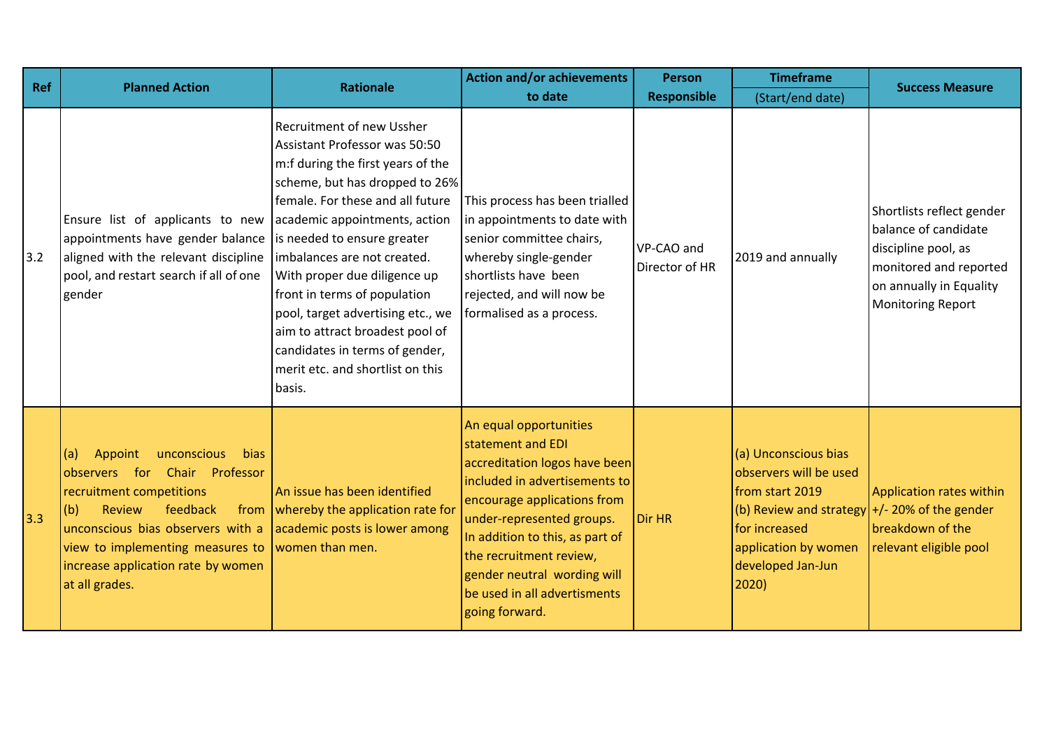| Ref | Planned Action | Rationale | Action and/or achievements to date | Person Responsible | Timeframe (Start/end date) | Success Measure |
|---|---|---|---|---|---|---|
| 3.2 | Ensure list of applicants to new appointments have gender balance aligned with the relevant discipline pool, and restart search if all of one gender | Recruitment of new Ussher Assistant Professor was 50:50 m:f during the first years of the scheme, but has dropped to 26% female. For these and all future academic appointments, action is needed to ensure greater imbalances are not created. With proper due diligence up front in terms of population pool, target advertising etc., we aim to attract broadest pool of candidates in terms of gender, merit etc. and shortlist on this basis. | This process has been trialled in appointments to date with senior committee chairs, whereby single-gender shortlists have been rejected, and will now be formalised as a process. | VP-CAO and Director of HR | 2019 and annually | Shortlists reflect gender balance of candidate discipline pool, as monitored and reported on annually in Equality Monitoring Report |
| 3.3 | (a) Appoint unconscious bias observers for Chair Professor recruitment competitions<br>(b) Review feedback from unconscious bias observers with a view to implementing measures to increase application rate by women at all grades. | An issue has been identified whereby the application rate for academic posts is lower among women than men. | An equal opportunities statement and EDI accreditation logos have been included in advertisements to encourage applications from under-represented groups. In addition to this, as part of the recruitment review, gender neutral wording will be used in all advertisments going forward. | Dir HR | (a) Unconscious bias observers will be used from start 2019<br>(b) Review and strategy for increased application by women developed Jan-Jun 2020) | Application rates within +/- 20% of the gender breakdown of the relevant eligible pool |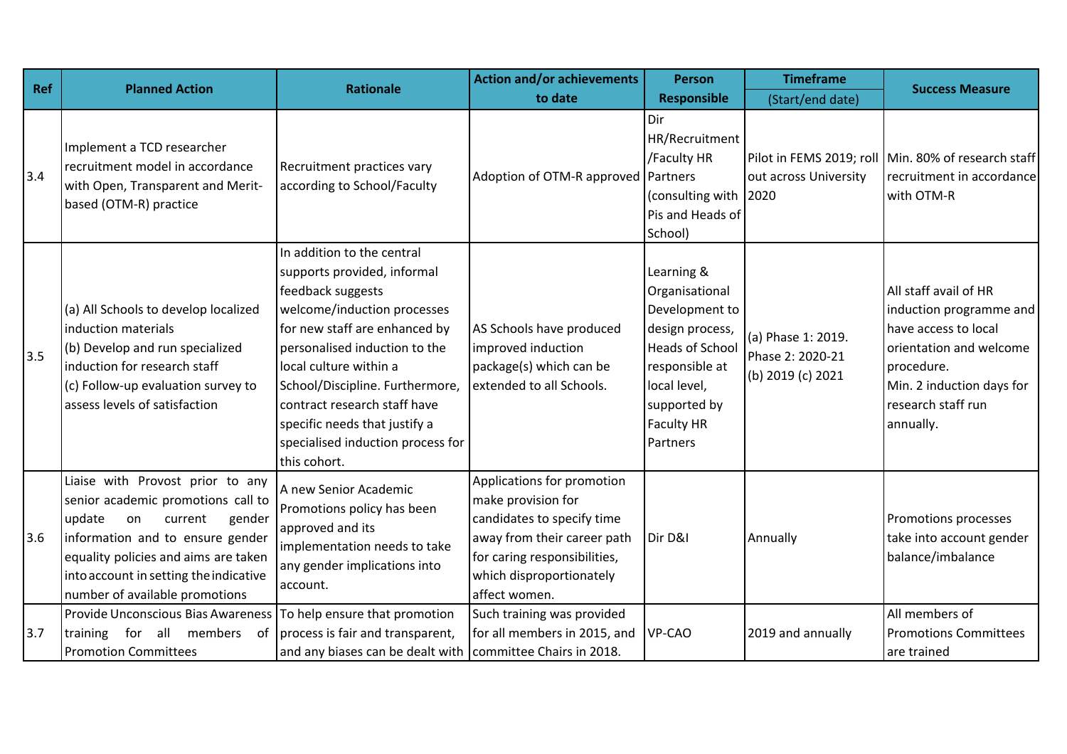| Ref | Planned Action | Rationale | Action and/or achievements to date | Person Responsible | Timeframe (Start/end date) | Success Measure |
|---|---|---|---|---|---|---|
| 3.4 | Implement a TCD researcher recruitment model in accordance with Open, Transparent and Merit-based (OTM-R) practice | Recruitment practices vary according to School/Faculty | Adoption of OTM-R approved | Dir HR/Recruitment /Faculty HR Partners (consulting with PIs and Heads of School) | Pilot in FEMS 2019; roll out across University 2020 | Min. 80% of research staff recruitment in accordance with OTM-R |
| 3.5 | (a) All Schools to develop localized induction materials<br>(b) Develop and run specialized induction for research staff<br>(c) Follow-up evaluation survey to assess levels of satisfaction | In addition to the central supports provided, informal feedback suggests welcome/induction processes for new staff are enhanced by personalised induction to the local culture within a School/Discipline. Furthermore, contract research staff have specific needs that justify a specialised induction process for this cohort. | AS Schools have produced improved induction package(s) which can be extended to all Schools. | Learning & Organisational Development to design process, Heads of School responsible at local level, supported by Faculty HR Partners | (a) Phase 1: 2019. Phase 2: 2020-21<br>(b) 2019 (c) 2021 | All staff avail of HR induction programme and have access to local orientation and welcome procedure.<br>Min. 2 induction days for research staff run annually. |
| 3.6 | Liaise with Provost prior to any senior academic promotions call to update on current gender information and to ensure gender equality policies and aims are taken into account in setting the indicative number of available promotions | A new Senior Academic Promotions policy has been approved and its implementation needs to take any gender implications into account. | Applications for promotion make provision for candidates to specify time away from their career path for caring responsibilities, which disproportionately affect women. | Dir D&I | Annually | Promotions processes take into account gender balance/imbalance |
| 3.7 | Provide Unconscious Bias Awareness training for all members of Promotion Committees | To help ensure that promotion process is fair and transparent, and any biases can be dealt with | Such training was provided for all members in 2015, and committee Chairs in 2018. | VP-CAO | 2019 and annually | All members of Promotions Committees are trained |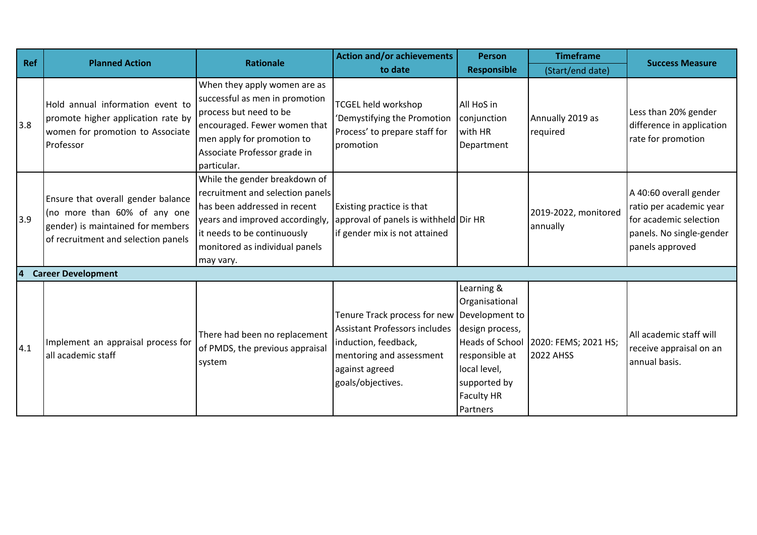| Ref | Planned Action | Rationale | Action and/or achievements to date | Person Responsible | Timeframe (Start/end date) | Success Measure |
|---|---|---|---|---|---|---|
| 3.8 | Hold annual information event to promote higher application rate by women for promotion to Associate Professor | When they apply women are as successful as men in promotion process but need to be encouraged. Fewer women that men apply for promotion to Associate Professor grade in particular. | TCGEL held workshop 'Demystifying the Promotion Process' to prepare staff for promotion | All HoS in conjunction with HR Department | Annually 2019 as required | Less than 20% gender difference in application rate for promotion |
| 3.9 | Ensure that overall gender balance (no more than 60% of any one gender) is maintained for members of recruitment and selection panels | While the gender breakdown of recruitment and selection panels has been addressed in recent years and improved accordingly, it needs to be continuously monitored as individual panels may vary. | Existing practice is that approval of panels is withheld if gender mix is not attained | Dir HR | 2019-2022, monitored annually | A 40:60 overall gender ratio per academic year for academic selection panels. No single-gender panels approved |
| **4** | **Career Development** | | | | | |
| 4.1 | Implement an appraisal process for all academic staff | There had been no replacement of PMDS, the previous appraisal system | Tenure Track process for new Assistant Professors includes induction, feedback, mentoring and assessment against agreed goals/objectives. | Learning & Organisational Development to design process, Heads of School responsible at local level, supported by Faculty HR Partners | 2020: FEMS; 2021 HS; 2022 AHSS | All academic staff will receive appraisal on an annual basis. |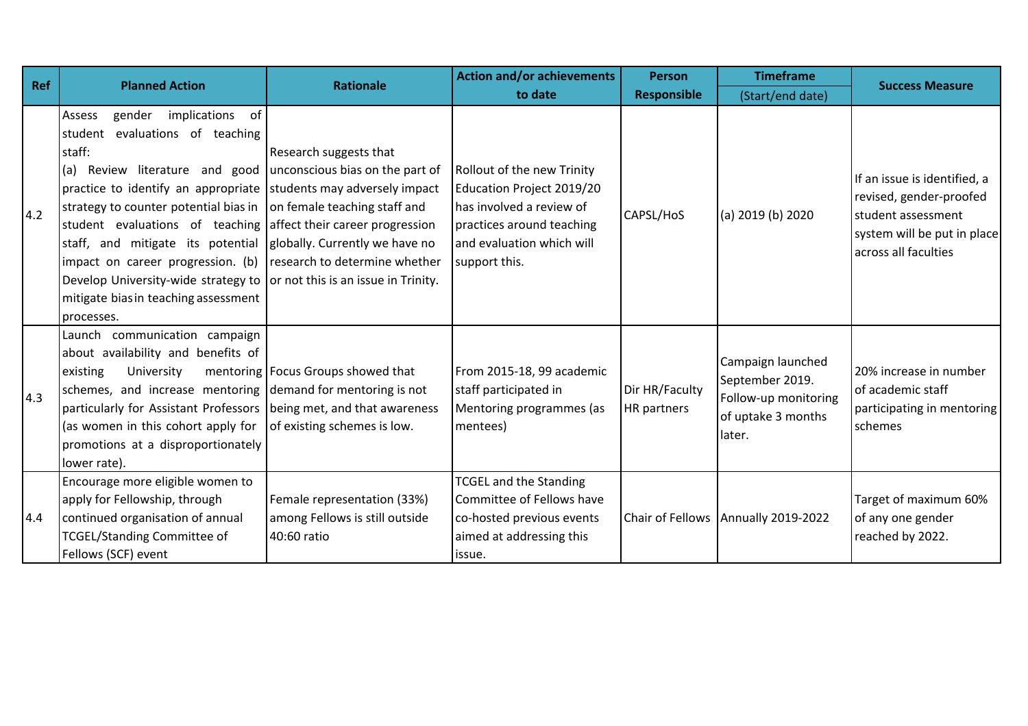| Ref | Planned Action | Rationale | Action and/or achievements to date | Person Responsible | Timeframe (Start/end date) | Success Measure |
|---|---|---|---|---|---|---|
| 4.2 | Assess gender implications of student evaluations of teaching staff: (a) Review literature and good practice to identify an appropriate strategy to counter potential bias in student evaluations of teaching staff, and mitigate its potential impact on career progression. (b) Develop University-wide strategy to mitigate bias in teaching assessment processes. | Research suggests that unconscious bias on the part of students may adversely impact on female teaching staff and affect their career progression globally. Currently we have no research to determine whether or not this is an issue in Trinity. | Rollout of the new Trinity Education Project 2019/20 has involved a review of practices around teaching and evaluation which will support this. | CAPSL/HoS | (a) 2019 (b) 2020 | If an issue is identified, a revised, gender-proofed student assessment system will be put in place across all faculties |
| 4.3 | Launch communication campaign about availability and benefits of existing University mentoring schemes, and increase mentoring particularly for Assistant Professors (as women in this cohort apply for promotions at a disproportionately lower rate). | Focus Groups showed that demand for mentoring is not being met, and that awareness of existing schemes is low. | From 2015-18, 99 academic staff participated in Mentoring programmes (as mentees) | Dir HR/Faculty HR partners | Campaign launched September 2019. Follow-up monitoring of uptake 3 months later. | 20% increase in number of academic staff participating in mentoring schemes |
| 4.4 | Encourage more eligible women to apply for Fellowship, through continued organisation of annual TCGEL/Standing Committee of Fellows (SCF) event | Female representation (33%) among Fellows is still outside 40:60 ratio | TCGEL and the Standing Committee of Fellows have co-hosted previous events aimed at addressing this issue. | Chair of Fellows | Annually 2019-2022 | Target of maximum 60% of any one gender reached by 2022. |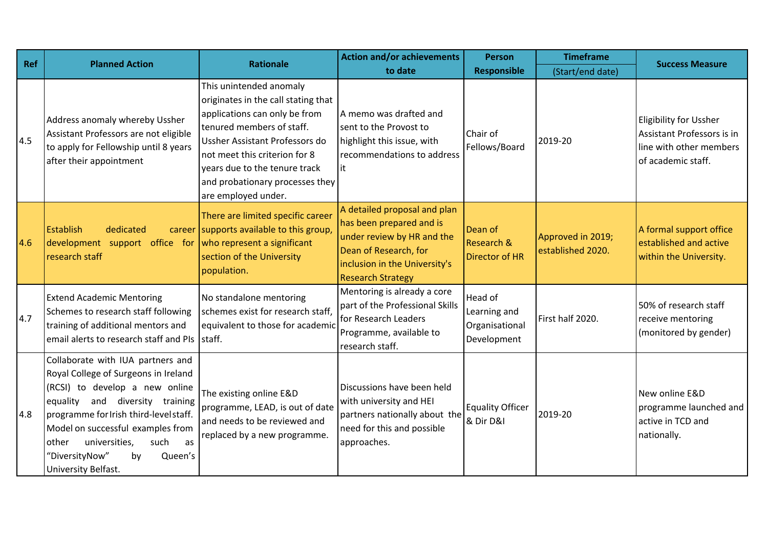| Ref | Planned Action | Rationale | Action and/or achievements to date | Person Responsible | Timeframe (Start/end date) | Success Measure |
|---|---|---|---|---|---|---|
| 4.5 | Address anomaly whereby Ussher Assistant Professors are not eligible to apply for Fellowship until 8 years after their appointment | This unintended anomaly originates in the call stating that applications can only be from tenured members of staff. Ussher Assistant Professors do not meet this criterion for 8 years due to the tenure track and probationary processes they are employed under. | A memo was drafted and sent to the Provost to highlight this issue, with recommendations to address it | Chair of Fellows/Board | 2019-20 | Eligibility for Ussher Assistant Professors is in line with other members of academic staff. |
| 4.6 | Establish dedicated career development support office for research staff | There are limited specific career supports available to this group, who represent a significant section of the University population. | A detailed proposal and plan has been prepared and is under review by HR and the Dean of Research, for inclusion in the University's Research Strategy | Dean of Research & Director of HR | Approved in 2019; established 2020. | A formal support office established and active within the University. |
| 4.7 | Extend Academic Mentoring Schemes to research staff following training of additional mentors and email alerts to research staff and PIs | No standalone mentoring schemes exist for research staff, equivalent to those for academic staff. | Mentoring is already a core part of the Professional Skills for Research Leaders Programme, available to research staff. | Head of Learning and Organisational Development | First half 2020. | 50% of research staff receive mentoring (monitored by gender) |
| 4.8 | Collaborate with IUA partners and Royal College of Surgeons in Ireland (RCSI) to develop a new online equality and diversity training programme for Irish third-level staff. Model on successful examples from other universities, such as "DiversityNow" by Queen's University Belfast. | The existing online E&D programme, LEAD, is out of date and needs to be reviewed and replaced by a new programme. | Discussions have been held with university and HEI partners nationally about the need for this and possible approaches. | Equality Officer & Dir D&I | 2019-20 | New online E&D programme launched and active in TCD and nationally. |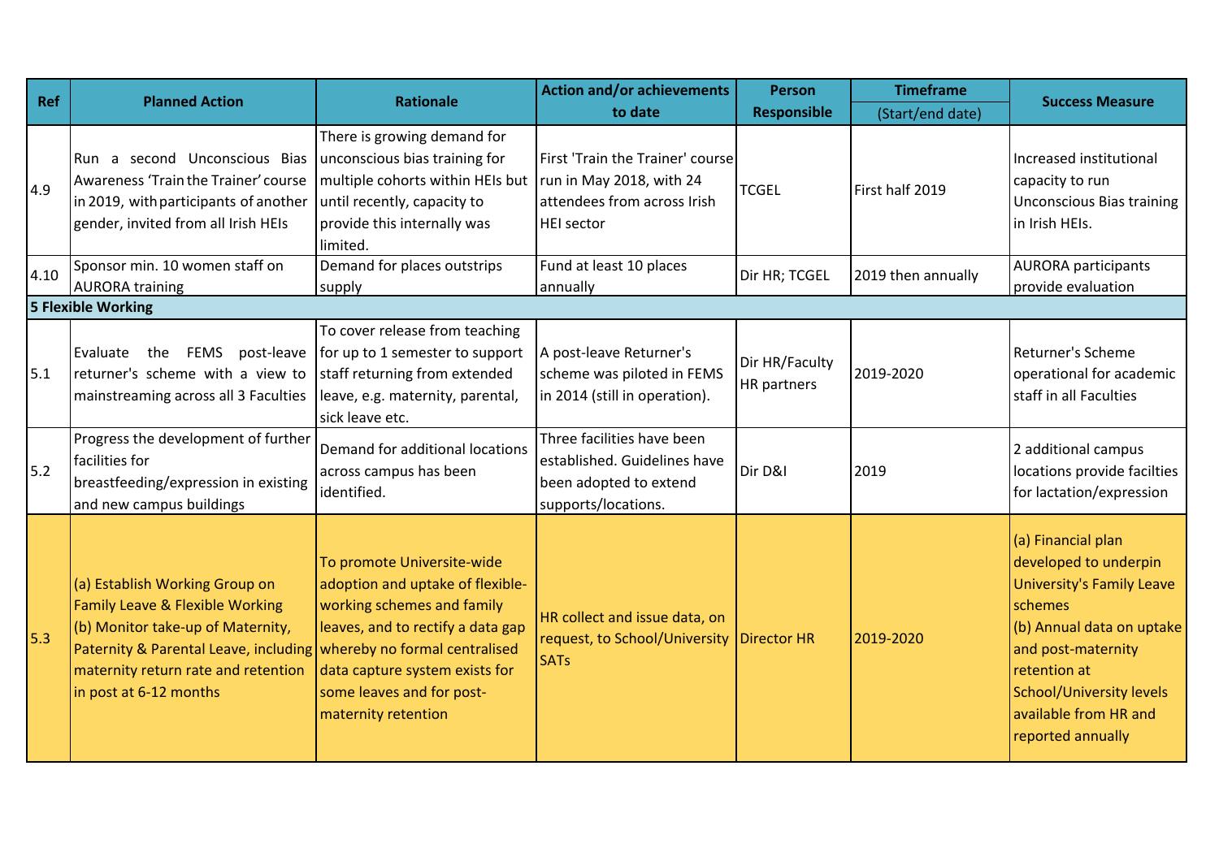| Ref | Planned Action | Rationale | Action and/or achievements to date | Person Responsible | Timeframe (Start/end date) | Success Measure |
|---|---|---|---|---|---|---|
| 4.9 | Run a second Unconscious Bias Awareness 'Train the Trainer' course in 2019, with participants of another gender, invited from all Irish HEIs | There is growing demand for unconscious bias training for multiple cohorts within HEIs but until recently, capacity to provide this internally was limited. | First 'Train the Trainer' course run in May 2018, with 24 attendees from across Irish HEI sector | TCGEL | First half 2019 | Increased institutional capacity to run Unconscious Bias training in Irish HEIs. |
| 4.10 | Sponsor min. 10 women staff on AURORA training | Demand for places outstrips supply | Fund at least 10 places annually | Dir HR; TCGEL | 2019 then annually | AURORA participants provide evaluation |
| **5 Flexible Working** | | | | | | |
| 5.1 | Evaluate the FEMS post-leave returner's scheme with a view to mainstreaming across all 3 Faculties | To cover release from teaching for up to 1 semester to support staff returning from extended leave, e.g. maternity, parental, sick leave etc. | A post-leave Returner's scheme was piloted in FEMS in 2014 (still in operation). | Dir HR/Faculty HR partners | 2019-2020 | Returner's Scheme operational for academic staff in all Faculties |
| 5.2 | Progress the development of further facilities for breastfeeding/expression in existing and new campus buildings | Demand for additional locations across campus has been identified. | Three facilities have been established. Guidelines have been adopted to extend supports/locations. | Dir D&I | 2019 | 2 additional campus locations provide facilties for lactation/expression |
| 5.3 | (a) Establish Working Group on Family Leave & Flexible Working<br>(b) Monitor take-up of Maternity, Paternity & Parental Leave, including maternity return rate and retention in post at 6-12 months | To promote Universite-wide adoption and uptake of flexible-working schemes and family leaves, and to rectify a data gap whereby no formal centralised data capture system exists for some leaves and for post-maternity retention | HR collect and issue data, on request, to School/University SATs | Director HR | 2019-2020 | (a) Financial plan developed to underpin University's Family Leave schemes<br>(b) Annual data on uptake and post-maternity retention at School/University levels available from HR and reported annually |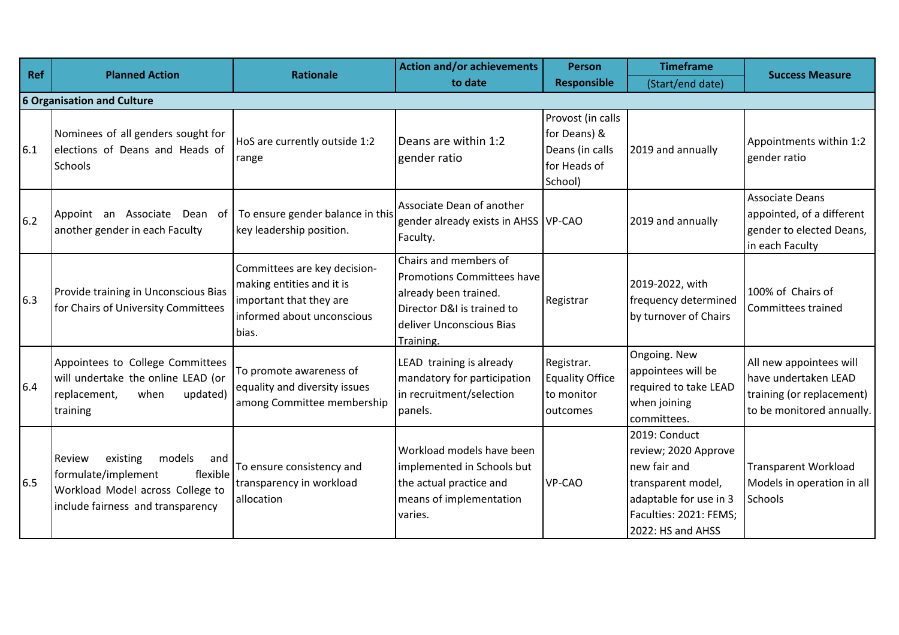| Ref | Planned Action | Rationale | Action and/or achievements to date | Person Responsible | Timeframe (Start/end date) | Success Measure |
|---|---|---|---|---|---|---|
| **6 Organisation and Culture** | | | | | | |
| 6.1 | Nominees of all genders sought for elections of Deans and Heads of Schools | HoS are currently outside 1:2 range | Deans are within 1:2 gender ratio | Provost (in calls for Deans) & Deans (in calls for Heads of School) | 2019 and annually | Appointments within 1:2 gender ratio |
| 6.2 | Appoint an Associate Dean of another gender in each Faculty | To ensure gender balance in this key leadership position. | Associate Dean of another gender already exists in AHSS Faculty. | VP-CAO | 2019 and annually | Associate Deans appointed, of a different gender to elected Deans, in each Faculty |
| 6.3 | Provide training in Unconscious Bias for Chairs of University Committees | Committees are key decision-making entities and it is important that they are informed about unconscious bias. | Chairs and members of Promotions Committees have already been trained. Director D&I is trained to deliver Unconscious Bias Training. | Registrar | 2019-2022, with frequency determined by turnover of Chairs | 100% of Chairs of Committees trained |
| 6.4 | Appointees to College Committees will undertake the online LEAD (or replacement, when updated) training | To promote awareness of equality and diversity issues among Committee membership | LEAD training is already mandatory for participation in recruitment/selection panels. | Registrar. Equality Office to monitor outcomes | Ongoing. New appointees will be required to take LEAD when joining committees. | All new appointees will have undertaken LEAD training (or replacement) to be monitored annually. |
| 6.5 | Review existing models and formulate/implement flexible Workload Model across College to include fairness and transparency | To ensure consistency and transparency in workload allocation | Workload models have been implemented in Schools but the actual practice and means of implementation varies. | VP-CAO | 2019: Conduct review; 2020 Approve new fair and transparent model, adaptable for use in 3 Faculties: 2021: FEMS; 2022: HS and AHSS | Transparent Workload Models in operation in all Schools |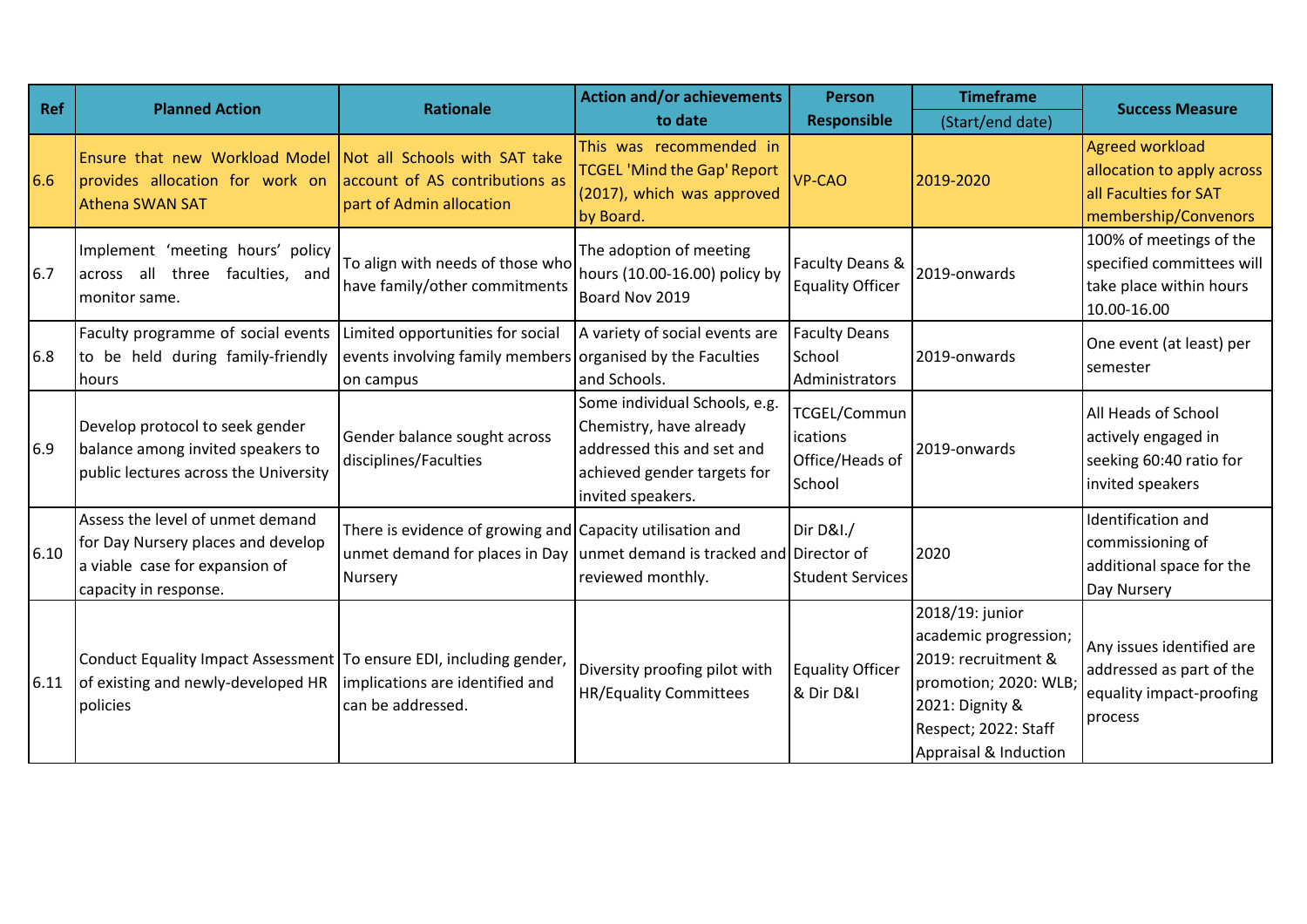| Ref | Planned Action | Rationale | Action and/or achievements to date | Person Responsible | Timeframe (Start/end date) | Success Measure |
|---|---|---|---|---|---|---|
| 6.6 | Ensure that new Workload Model provides allocation for work on Athena SWAN SAT | Not all Schools with SAT take account of AS contributions as part of Admin allocation | This was recommended in TCGEL 'Mind the Gap' Report (2017), which was approved by Board. | VP-CAO | 2019-2020 | Agreed workload allocation to apply across all Faculties for SAT membership/Convenors |
| 6.7 | Implement 'meeting hours' policy across all three faculties, and monitor same. | To align with needs of those who have family/other commitments | The adoption of meeting hours (10.00-16.00) policy by Board Nov 2019 | Faculty Deans & Equality Officer | 2019-onwards | 100% of meetings of the specified committees will take place within hours 10.00-16.00 |
| 6.8 | Faculty programme of social events to be held during family-friendly hours | Limited opportunities for social events involving family members on campus | A variety of social events are organised by the Faculties and Schools. | Faculty Deans School Administrators | 2019-onwards | One event (at least) per semester |
| 6.9 | Develop protocol to seek gender balance among invited speakers to public lectures across the University | Gender balance sought across disciplines/Faculties | Some individual Schools, e.g. Chemistry, have already addressed this and set and achieved gender targets for invited speakers. | TCGEL/Communications Office/Heads of School | 2019-onwards | All Heads of School actively engaged in seeking 60:40 ratio for invited speakers |
| 6.10 | Assess the level of unmet demand for Day Nursery places and develop a viable case for expansion of capacity in response. | There is evidence of growing and unmet demand for places in Day Nursery | Capacity utilisation and unmet demand is tracked and reviewed monthly. | Dir D&I./ Director of Student Services | 2020 | Identification and commissioning of additional space for the Day Nursery |
| 6.11 | Conduct Equality Impact Assessment of existing and newly-developed HR policies | To ensure EDI, including gender, implications are identified and can be addressed. | Diversity proofing pilot with HR/Equality Committees | Equality Officer & Dir D&I | 2018/19: junior academic progression; 2019: recruitment & promotion; 2020: WLB; 2021: Dignity & Respect; 2022: Staff Appraisal & Induction | Any issues identified are addressed as part of the equality impact-proofing process |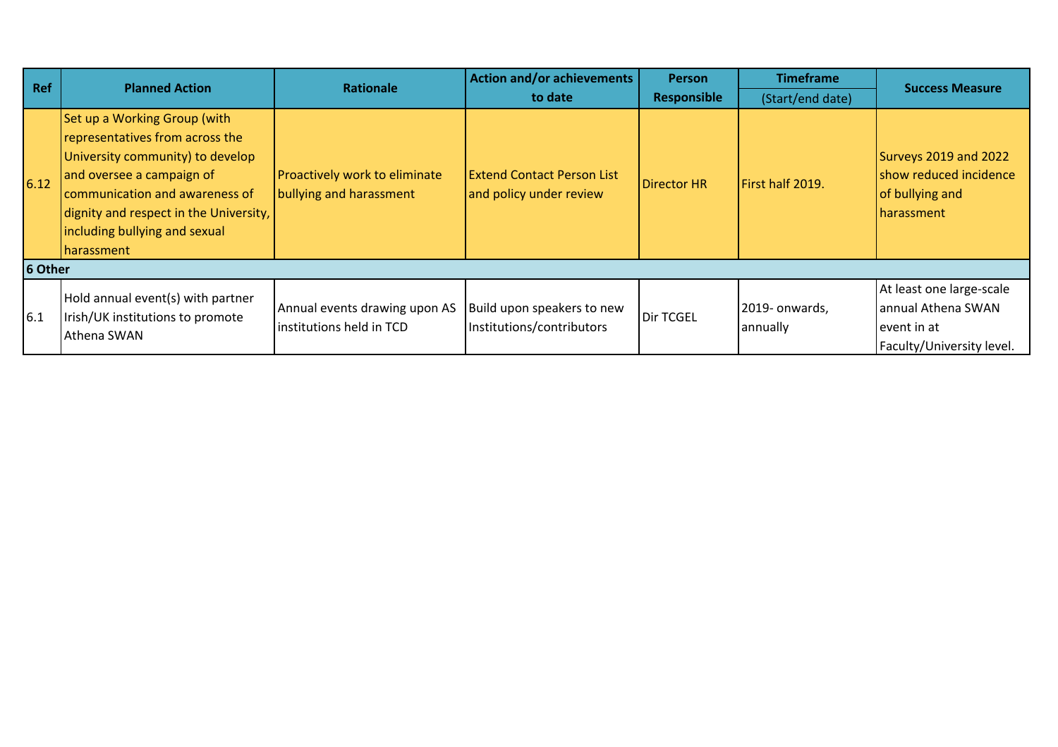| Ref | Planned Action | Rationale | Action and/or achievements to date | Person Responsible | Timeframe (Start/end date) | Success Measure |
|---|---|---|---|---|---|---|
| 6.12 | Set up a Working Group (with representatives from across the University community) to develop and oversee a campaign of communication and awareness of dignity and respect in the University, including bullying and sexual harassment | Proactively work to eliminate bullying and harassment | Extend Contact Person List and policy under review | Director HR | First half 2019. | Surveys 2019 and 2022 show reduced incidence of bullying and harassment |
| **6 Other** | | | | | | |
| 6.1 | Hold annual event(s) with partner Irish/UK institutions to promote Athena SWAN | Annual events drawing upon AS institutions held in TCD | Build upon speakers to new Institutions/contributors | Dir TCGEL | 2019- onwards, annually | At least one large-scale annual Athena SWAN event in at Faculty/University level. |